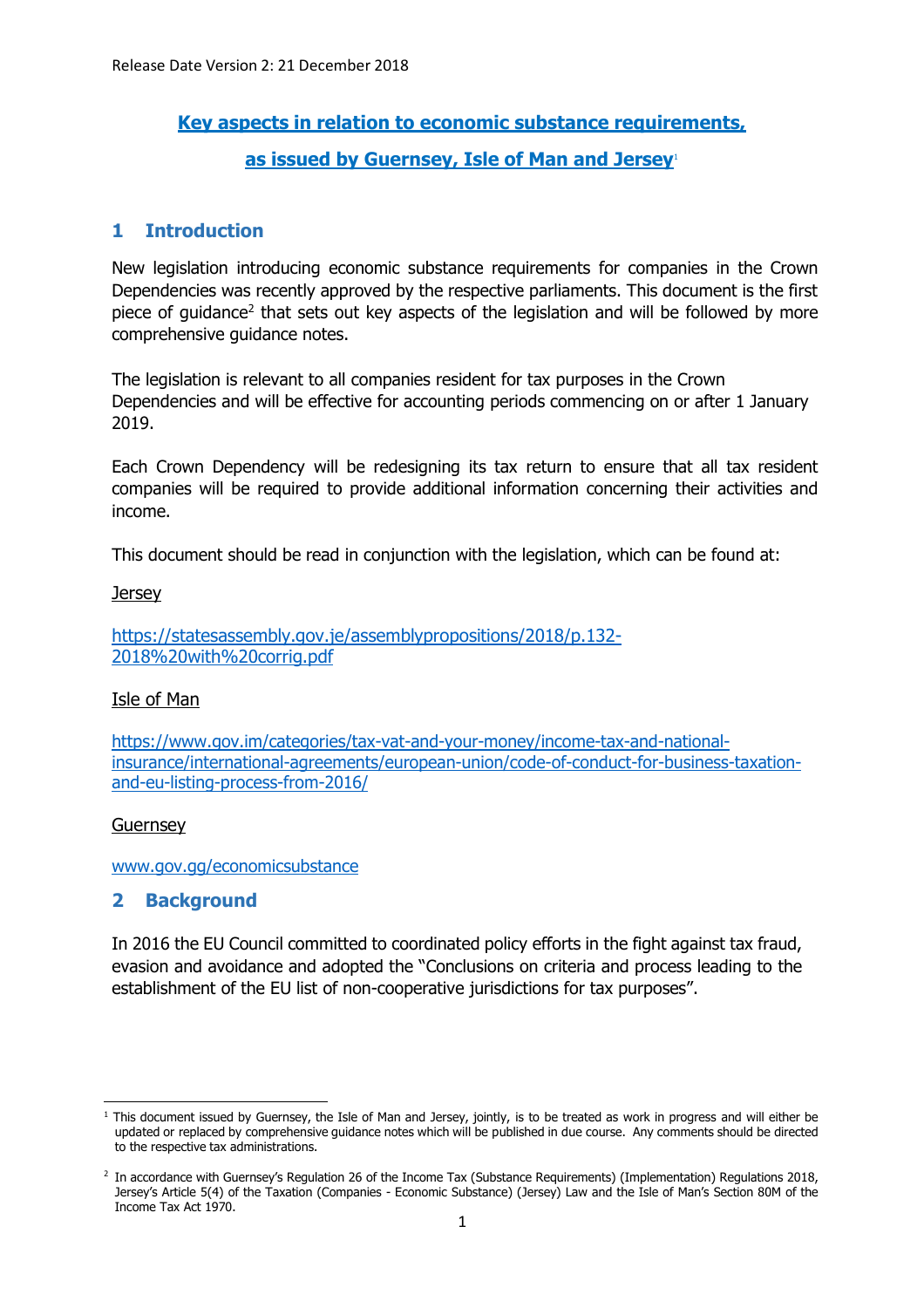Release Date Version 2: 21 December 2018

# Key aspects in relation to economic substance requirements, as issued by Guernsey, Isle of Man and Jersey[1]

## 1 Introduction

New legislation introducing economic substance requirements for companies in the Crown Dependencies was recently approved by the respective parliaments. This document is the first piece of guidance[2] that sets out key aspects of the legislation and will be followed by more comprehensive guidance notes.

The legislation is relevant to all companies resident for tax purposes in the Crown Dependencies and will be effective for accounting periods commencing on or after 1 January 2019.

Each Crown Dependency will be redesigning its tax return to ensure that all tax resident companies will be required to provide additional information concerning their activities and income.

This document should be read in conjunction with the legislation, which can be found at:

Jersey

https://statesassembly.gov.je/assemblypropositions/2018/p.132-2018%20with%20corrig.pdf

Isle of Man

https://www.gov.im/categories/tax-vat-and-your-money/income-tax-and-national-insurance/international-agreements/european-union/code-of-conduct-for-business-taxation-and-eu-listing-process-from-2016/

Guernsey

www.gov.gg/economicsubstance

## 2 Background

In 2016 the EU Council committed to coordinated policy efforts in the fight against tax fraud, evasion and avoidance and adopted the "Conclusions on criteria and process leading to the establishment of the EU list of non-cooperative jurisdictions for tax purposes".

---

[1] This document issued by Guernsey, the Isle of Man and Jersey, jointly, is to be treated as work in progress and will either be updated or replaced by comprehensive guidance notes which will be published in due course. Any comments should be directed to the respective tax administrations.

[2] In accordance with Guernsey's Regulation 26 of the Income Tax (Substance Requirements) (Implementation) Regulations 2018, Jersey's Article 5(4) of the Taxation (Companies - Economic Substance) (Jersey) Law and the Isle of Man's Section 80M of the Income Tax Act 1970.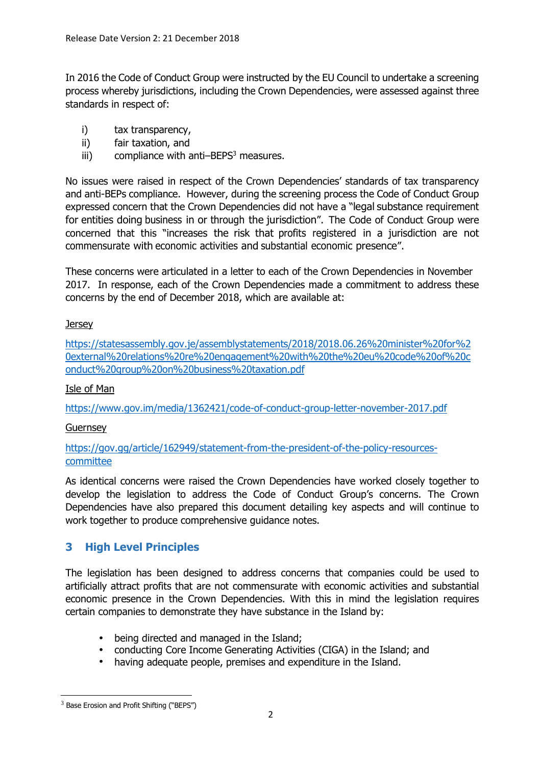In 2016 the Code of Conduct Group were instructed by the EU Council to undertake a screening process whereby jurisdictions, including the Crown Dependencies, were assessed against three standards in respect of:

i) tax transparency,
ii) fair taxation, and
iii) compliance with anti–BEPS[3] measures.

No issues were raised in respect of the Crown Dependencies' standards of tax transparency and anti-BEPs compliance. However, during the screening process the Code of Conduct Group expressed concern that the Crown Dependencies did not have a "legal substance requirement for entities doing business in or through the jurisdiction". The Code of Conduct Group were concerned that this "increases the risk that profits registered in a jurisdiction are not commensurate with economic activities and substantial economic presence".

These concerns were articulated in a letter to each of the Crown Dependencies in November 2017. In response, each of the Crown Dependencies made a commitment to address these concerns by the end of December 2018, which are available at:

Jersey

https://statesassembly.gov.je/assemblystatements/2018/2018.06.26%20minister%20for%20external%20relations%20re%20engagement%20with%20the%20eu%20code%20of%20conduct%20group%20on%20business%20taxation.pdf

Isle of Man

https://www.gov.im/media/1362421/code-of-conduct-group-letter-november-2017.pdf

Guernsey

https://gov.gg/article/162949/statement-from-the-president-of-the-policy-resources-committee

As identical concerns were raised the Crown Dependencies have worked closely together to develop the legislation to address the Code of Conduct Group's concerns. The Crown Dependencies have also prepared this document detailing key aspects and will continue to work together to produce comprehensive guidance notes.

## 3 High Level Principles

The legislation has been designed to address concerns that companies could be used to artificially attract profits that are not commensurate with economic activities and substantial economic presence in the Crown Dependencies. With this in mind the legislation requires certain companies to demonstrate they have substance in the Island by:

- being directed and managed in the Island;
- conducting Core Income Generating Activities (CIGA) in the Island; and
- having adequate people, premises and expenditure in the Island.

[3] Base Erosion and Profit Shifting ("BEPS")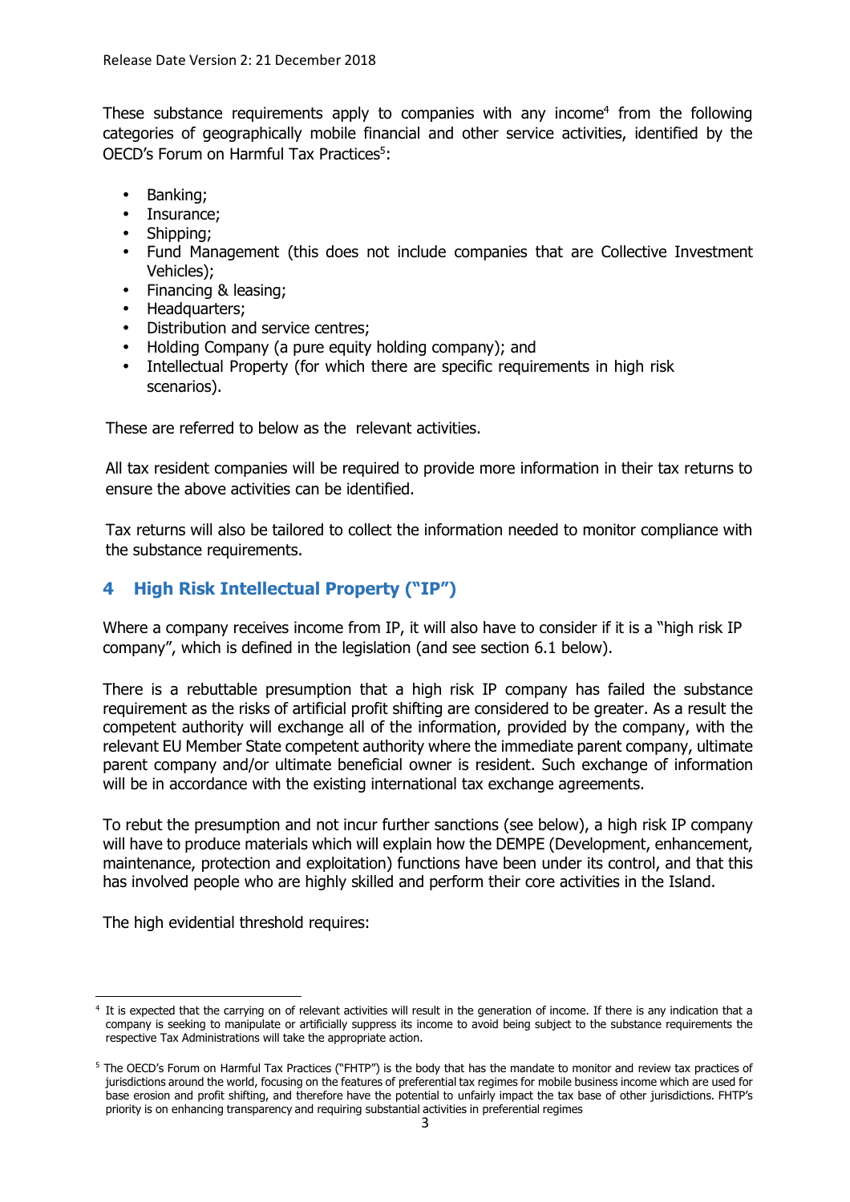These substance requirements apply to companies with any income[4] from the following categories of geographically mobile financial and other service activities, identified by the OECD's Forum on Harmful Tax Practices[5]:

- Banking;
- Insurance;
- Shipping;
- Fund Management (this does not include companies that are Collective Investment Vehicles);
- Financing & leasing;
- Headquarters;
- Distribution and service centres;
- Holding Company (a pure equity holding company); and
- Intellectual Property (for which there are specific requirements in high risk scenarios).

These are referred to below as the relevant activities.

All tax resident companies will be required to provide more information in their tax returns to ensure the above activities can be identified.

Tax returns will also be tailored to collect the information needed to monitor compliance with the substance requirements.

## 4 High Risk Intellectual Property ("IP")

Where a company receives income from IP, it will also have to consider if it is a "high risk IP company", which is defined in the legislation (and see section 6.1 below).

There is a rebuttable presumption that a high risk IP company has failed the substance requirement as the risks of artificial profit shifting are considered to be greater. As a result the competent authority will exchange all of the information, provided by the company, with the relevant EU Member State competent authority where the immediate parent company, ultimate parent company and/or ultimate beneficial owner is resident. Such exchange of information will be in accordance with the existing international tax exchange agreements.

To rebut the presumption and not incur further sanctions (see below), a high risk IP company will have to produce materials which will explain how the DEMPE (Development, enhancement, maintenance, protection and exploitation) functions have been under its control, and that this has involved people who are highly skilled and perform their core activities in the Island.

The high evidential threshold requires:

---

[4] It is expected that the carrying on of relevant activities will result in the generation of income. If there is any indication that a company is seeking to manipulate or artificially suppress its income to avoid being subject to the substance requirements the respective Tax Administrations will take the appropriate action.

[5] The OECD's Forum on Harmful Tax Practices ("FHTP") is the body that has the mandate to monitor and review tax practices of jurisdictions around the world, focusing on the features of preferential tax regimes for mobile business income which are used for base erosion and profit shifting, and therefore have the potential to unfairly impact the tax base of other jurisdictions. FHTP's priority is on enhancing transparency and requiring substantial activities in preferential regimes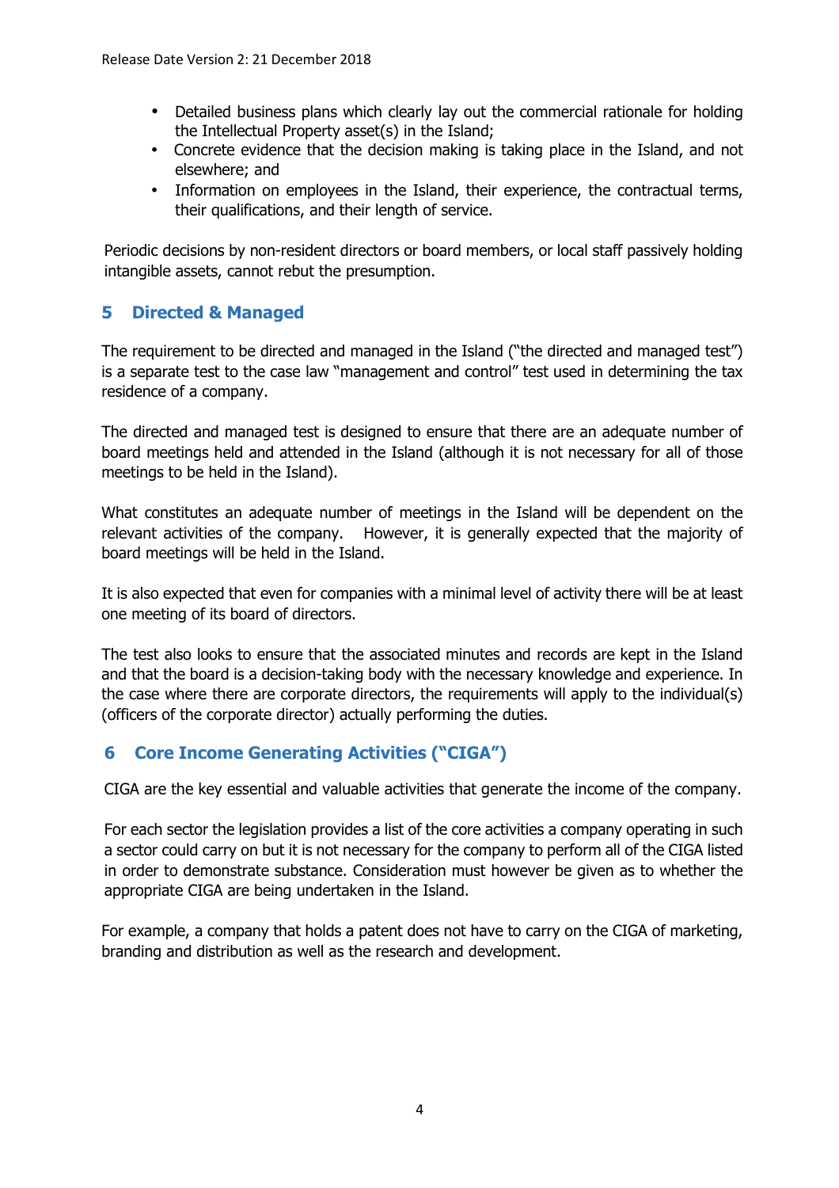- Detailed business plans which clearly lay out the commercial rationale for holding the Intellectual Property asset(s) in the Island;
- Concrete evidence that the decision making is taking place in the Island, and not elsewhere; and
- Information on employees in the Island, their experience, the contractual terms, their qualifications, and their length of service.

Periodic decisions by non-resident directors or board members, or local staff passively holding intangible assets, cannot rebut the presumption.

## 5 Directed & Managed

The requirement to be directed and managed in the Island ("the directed and managed test") is a separate test to the case law "management and control" test used in determining the tax residence of a company.

The directed and managed test is designed to ensure that there are an adequate number of board meetings held and attended in the Island (although it is not necessary for all of those meetings to be held in the Island).

What constitutes an adequate number of meetings in the Island will be dependent on the relevant activities of the company. However, it is generally expected that the majority of board meetings will be held in the Island.

It is also expected that even for companies with a minimal level of activity there will be at least one meeting of its board of directors.

The test also looks to ensure that the associated minutes and records are kept in the Island and that the board is a decision-taking body with the necessary knowledge and experience. In the case where there are corporate directors, the requirements will apply to the individual(s) (officers of the corporate director) actually performing the duties.

## 6 Core Income Generating Activities ("CIGA")

CIGA are the key essential and valuable activities that generate the income of the company.

For each sector the legislation provides a list of the core activities a company operating in such a sector could carry on but it is not necessary for the company to perform all of the CIGA listed in order to demonstrate substance. Consideration must however be given as to whether the appropriate CIGA are being undertaken in the Island.

For example, a company that holds a patent does not have to carry on the CIGA of marketing, branding and distribution as well as the research and development.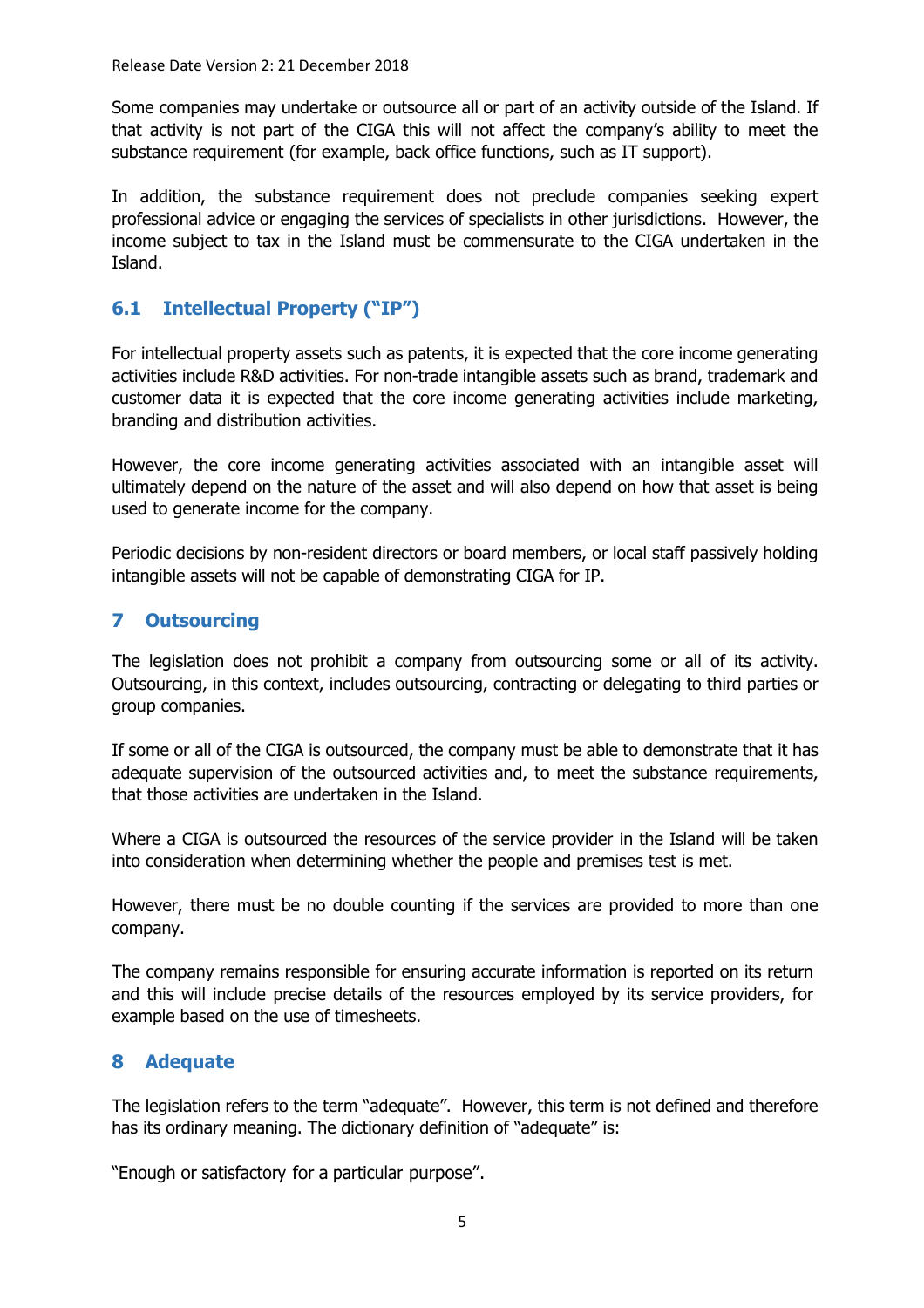Some companies may undertake or outsource all or part of an activity outside of the Island. If that activity is not part of the CIGA this will not affect the company's ability to meet the substance requirement (for example, back office functions, such as IT support).

In addition, the substance requirement does not preclude companies seeking expert professional advice or engaging the services of specialists in other jurisdictions. However, the income subject to tax in the Island must be commensurate to the CIGA undertaken in the Island.

## 6.1 Intellectual Property ("IP")

For intellectual property assets such as patents, it is expected that the core income generating activities include R&D activities. For non-trade intangible assets such as brand, trademark and customer data it is expected that the core income generating activities include marketing, branding and distribution activities.

However, the core income generating activities associated with an intangible asset will ultimately depend on the nature of the asset and will also depend on how that asset is being used to generate income for the company.

Periodic decisions by non-resident directors or board members, or local staff passively holding intangible assets will not be capable of demonstrating CIGA for IP.

# 7 Outsourcing

The legislation does not prohibit a company from outsourcing some or all of its activity. Outsourcing, in this context, includes outsourcing, contracting or delegating to third parties or group companies.

If some or all of the CIGA is outsourced, the company must be able to demonstrate that it has adequate supervision of the outsourced activities and, to meet the substance requirements, that those activities are undertaken in the Island.

Where a CIGA is outsourced the resources of the service provider in the Island will be taken into consideration when determining whether the people and premises test is met.

However, there must be no double counting if the services are provided to more than one company.

The company remains responsible for ensuring accurate information is reported on its return and this will include precise details of the resources employed by its service providers, for example based on the use of timesheets.

# 8 Adequate

The legislation refers to the term "adequate". However, this term is not defined and therefore has its ordinary meaning. The dictionary definition of "adequate" is:

"Enough or satisfactory for a particular purpose".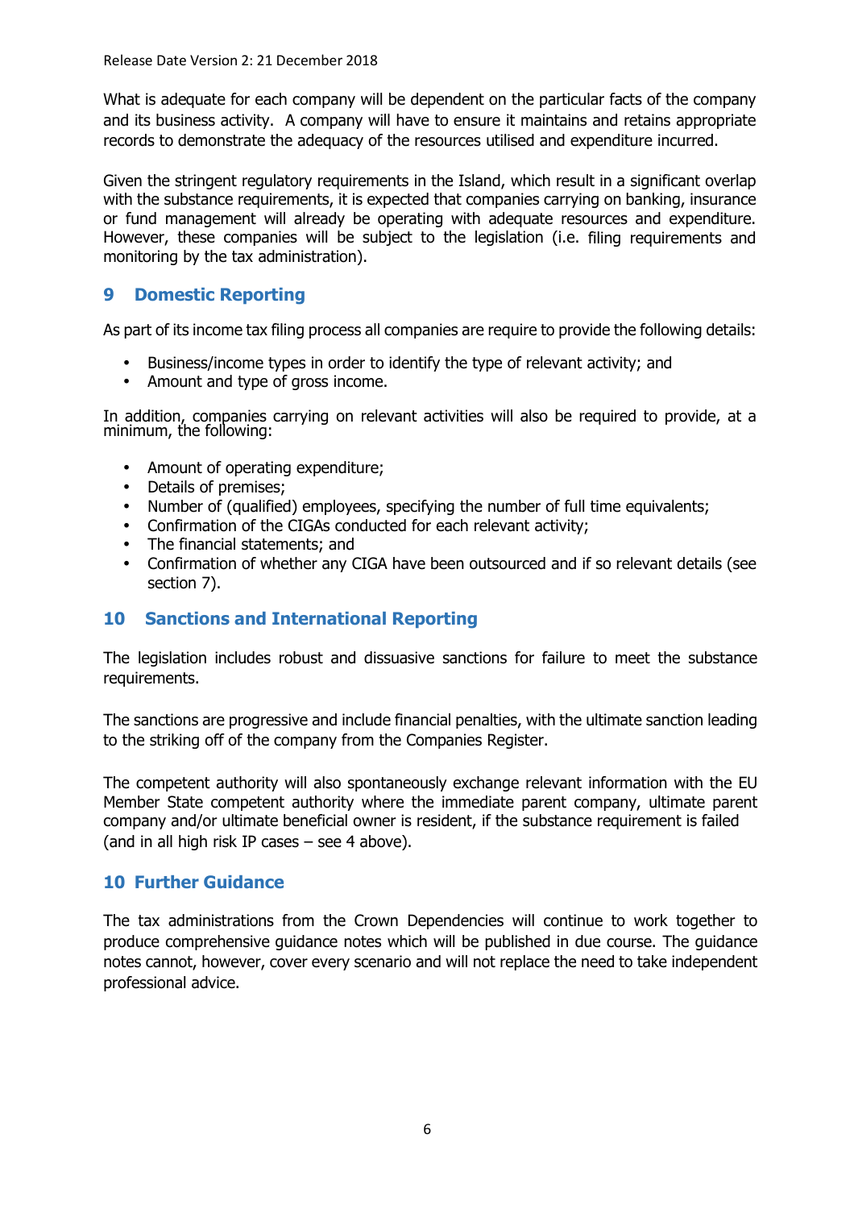What is adequate for each company will be dependent on the particular facts of the company and its business activity. A company will have to ensure it maintains and retains appropriate records to demonstrate the adequacy of the resources utilised and expenditure incurred.

Given the stringent regulatory requirements in the Island, which result in a significant overlap with the substance requirements, it is expected that companies carrying on banking, insurance or fund management will already be operating with adequate resources and expenditure. However, these companies will be subject to the legislation (i.e. filing requirements and monitoring by the tax administration).

## 9 Domestic Reporting

As part of its income tax filing process all companies are require to provide the following details:

- Business/income types in order to identify the type of relevant activity; and
- Amount and type of gross income.

In addition, companies carrying on relevant activities will also be required to provide, at a minimum, the following:

- Amount of operating expenditure;
- Details of premises;
- Number of (qualified) employees, specifying the number of full time equivalents;
- Confirmation of the CIGAs conducted for each relevant activity;
- The financial statements; and
- Confirmation of whether any CIGA have been outsourced and if so relevant details (see section 7).

## 10 Sanctions and International Reporting

The legislation includes robust and dissuasive sanctions for failure to meet the substance requirements.

The sanctions are progressive and include financial penalties, with the ultimate sanction leading to the striking off of the company from the Companies Register.

The competent authority will also spontaneously exchange relevant information with the EU Member State competent authority where the immediate parent company, ultimate parent company and/or ultimate beneficial owner is resident, if the substance requirement is failed (and in all high risk IP cases – see 4 above).

## 10 Further Guidance

The tax administrations from the Crown Dependencies will continue to work together to produce comprehensive guidance notes which will be published in due course. The guidance notes cannot, however, cover every scenario and will not replace the need to take independent professional advice.